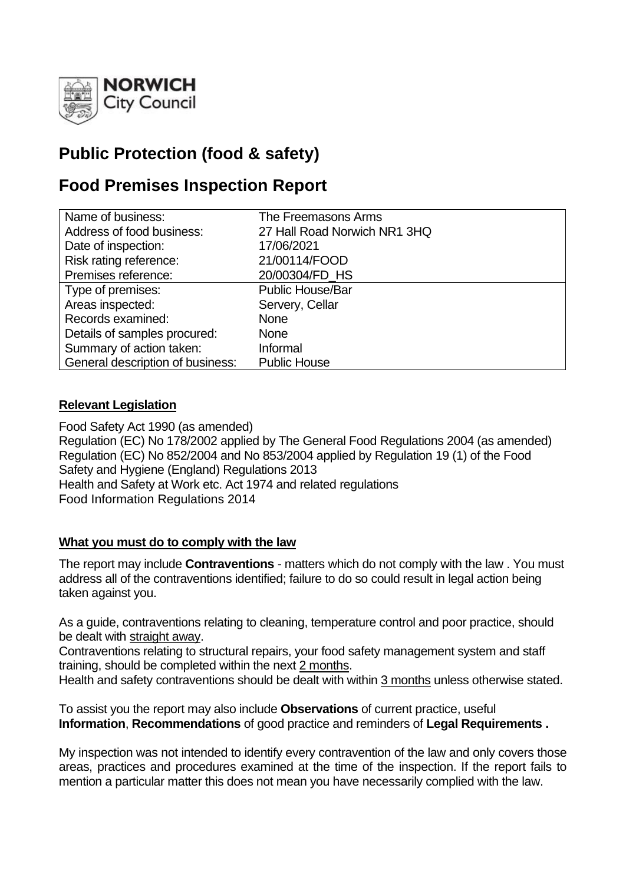# Public Protection (food & safety)

# Food Premises Inspection Report

| | |
|---|---|
| Name of business: | The Freemasons Arms |
| Address of food business: | 27 Hall Road Norwich NR1 3HQ |
| Date of inspection: | 17/06/2021 |
| Risk rating reference: | 21/00114/FOOD |
| Premises reference: | 20/00304/FD_HS |
| Type of premises: | Public House/Bar |
| Areas inspected: | Servery, Cellar |
| Records examined: | None |
| Details of samples procured: | None |
| Summary of action taken: | Informal |
| General description of business: | Public House |

## Relevant Legislation

Food Safety Act 1990 (as amended)
Regulation (EC) No 178/2002 applied by The General Food Regulations 2004 (as amended)
Regulation (EC) No 852/2004 and No 853/2004 applied by Regulation 19 (1) of the Food Safety and Hygiene (England) Regulations 2013
Health and Safety at Work etc. Act 1974 and related regulations
Food Information Regulations 2014

## What you must do to comply with the law

The report may include **Contraventions** - matters which do not comply with the law . You must address all of the contraventions identified; failure to do so could result in legal action being taken against you.

As a guide, contraventions relating to cleaning, temperature control and poor practice, should be dealt with straight away.
Contraventions relating to structural repairs, your food safety management system and staff training, should be completed within the next 2 months.
Health and safety contraventions should be dealt with within 3 months unless otherwise stated.

To assist you the report may also include **Observations** of current practice, useful **Information**, **Recommendations** of good practice and reminders of **Legal Requirements .**

My inspection was not intended to identify every contravention of the law and only covers those areas, practices and procedures examined at the time of the inspection. If the report fails to mention a particular matter this does not mean you have necessarily complied with the law.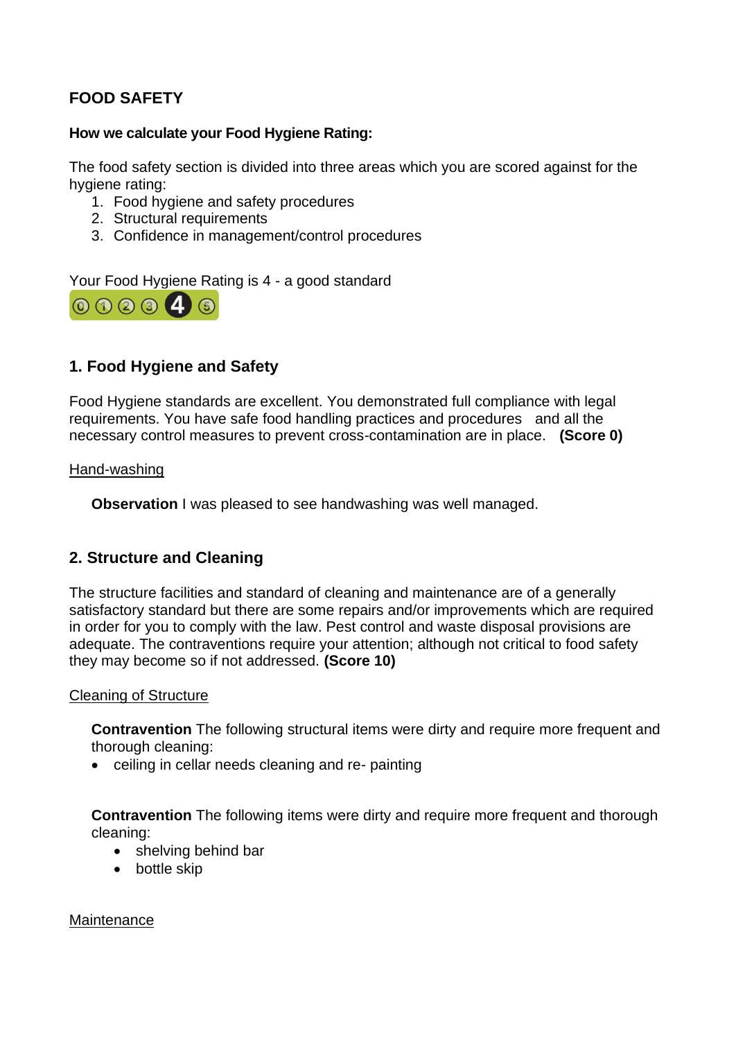## FOOD SAFETY

**How we calculate your Food Hygiene Rating:**

The food safety section is divided into three areas which you are scored against for the hygiene rating:

1. Food hygiene and safety procedures
2. Structural requirements
3. Confidence in management/control procedures

Your Food Hygiene Rating is 4 - a good standard

### 1. Food Hygiene and Safety

Food Hygiene standards are excellent. You demonstrated full compliance with legal requirements. You have safe food handling practices and procedures and all the necessary control measures to prevent cross-contamination are in place. **(Score 0)**

Hand-washing

**Observation** I was pleased to see handwashing was well managed.

### 2. Structure and Cleaning

The structure facilities and standard of cleaning and maintenance are of a generally satisfactory standard but there are some repairs and/or improvements which are required in order for you to comply with the law. Pest control and waste disposal provisions are adequate. The contraventions require your attention; although not critical to food safety they may become so if not addressed. **(Score 10)**

Cleaning of Structure

**Contravention** The following structural items were dirty and require more frequent and thorough cleaning:

- ceiling in cellar needs cleaning and re- painting

**Contravention** The following items were dirty and require more frequent and thorough cleaning:

- shelving behind bar
- bottle skip

Maintenance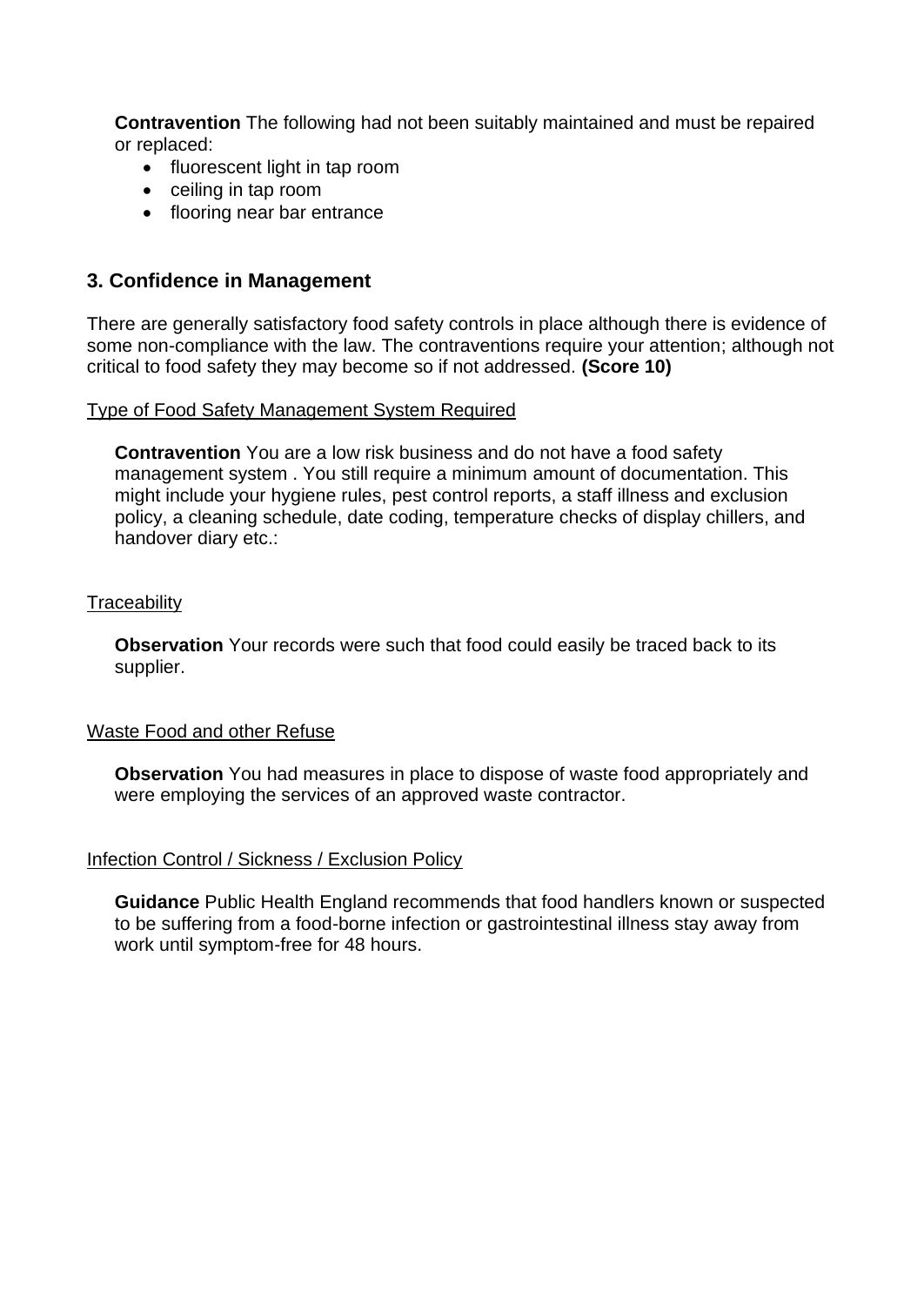**Contravention** The following had not been suitably maintained and must be repaired or replaced:

- fluorescent light in tap room
- ceiling in tap room
- flooring near bar entrance

## 3. Confidence in Management

There are generally satisfactory food safety controls in place although there is evidence of some non-compliance with the law. The contraventions require your attention; although not critical to food safety they may become so if not addressed. **(Score 10)**

Type of Food Safety Management System Required

**Contravention** You are a low risk business and do not have a food safety management system . You still require a minimum amount of documentation. This might include your hygiene rules, pest control reports, a staff illness and exclusion policy, a cleaning schedule, date coding, temperature checks of display chillers, and handover diary etc.:

Traceability

**Observation** Your records were such that food could easily be traced back to its supplier.

Waste Food and other Refuse

**Observation** You had measures in place to dispose of waste food appropriately and were employing the services of an approved waste contractor.

Infection Control / Sickness / Exclusion Policy

**Guidance** Public Health England recommends that food handlers known or suspected to be suffering from a food-borne infection or gastrointestinal illness stay away from work until symptom-free for 48 hours.